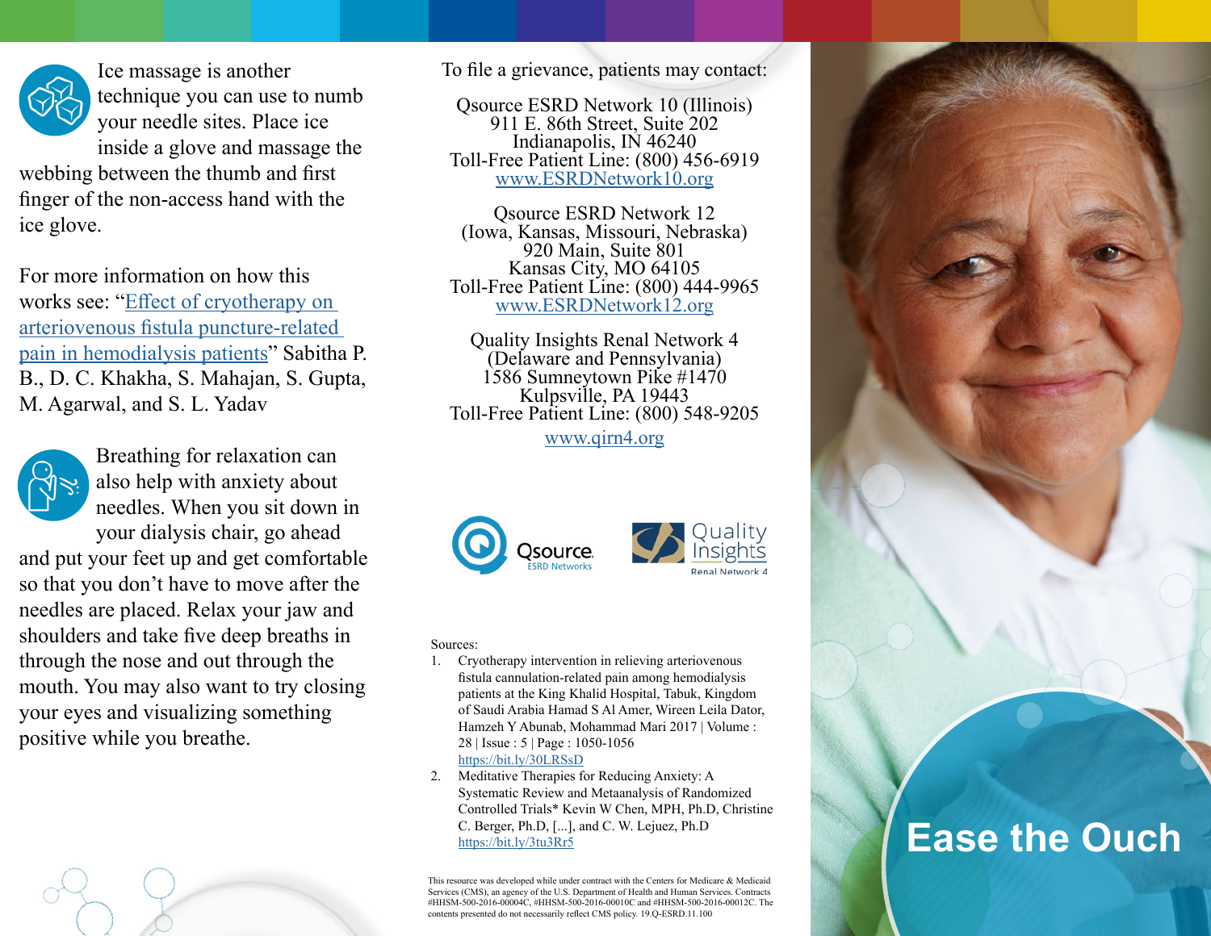Ice massage is another technique you can use to numb your needle sites. Place ice inside a glove and massage the webbing between the thumb and first finger of the non-access hand with the ice glove.

For more information on how this works see: "Effect of cryotherapy on arteriovenous fistula puncture-related pain in hemodialysis patients" Sabitha P. B., D. C. Khakha, S. Mahajan, S. Gupta, M. Agarwal, and S. L. Yadav

Breathing for relaxation can also help with anxiety about needles. When you sit down in your dialysis chair, go ahead and put your feet up and get comfortable so that you don't have to move after the needles are placed. Relax your jaw and shoulders and take five deep breaths in through the nose and out through the mouth. You may also want to try closing your eyes and visualizing something positive while you breathe.

To file a grievance, patients may contact:

Qsource ESRD Network 10 (Illinois)
911 E. 86th Street, Suite 202
Indianapolis, IN 46240
Toll-Free Patient Line: (800) 456-6919
www.ESRDNetwork10.org

Qsource ESRD Network 12
(Iowa, Kansas, Missouri, Nebraska)
920 Main, Suite 801
Kansas City, MO 64105
Toll-Free Patient Line: (800) 444-9965
www.ESRDNetwork12.org

Quality Insights Renal Network 4
(Delaware and Pennsylvania)
1586 Sumneytown Pike #1470
Kulpsville, PA 19443
Toll-Free Patient Line: (800) 548-9205
www.qirn4.org

Qsource ESRD Networks

Quality Insights Renal Network 4

Sources:

1. Cryotherapy intervention in relieving arteriovenous fistula cannulation-related pain among hemodialysis patients at the King Khalid Hospital, Tabuk, Kingdom of Saudi Arabia Hamad S Al Amer, Wireen Leila Dator, Hamzeh Y Abunab, Mohammad Mari 2017 | Volume : 28 | Issue : 5 | Page : 1050-1056 https://bit.ly/30LRSsD
2. Meditative Therapies for Reducing Anxiety: A Systematic Review and Metaanalysis of Randomized Controlled Trials* Kevin W Chen, MPH, Ph.D, Christine C. Berger, Ph.D, [...], and C. W. Lejuez, Ph.D https://bit.ly/3tu3Rr5

This resource was developed while under contract with the Centers for Medicare & Medicaid Services (CMS), an agency of the U.S. Department of Health and Human Services. Contracts #HHSM-500-2016-00004C, #HHSM-500-2016-00010C and #HHSM-500-2016-00012C. The contents presented do not necessarily reflect CMS policy. 19.Q-ESRD.11.100

# Ease the Ouch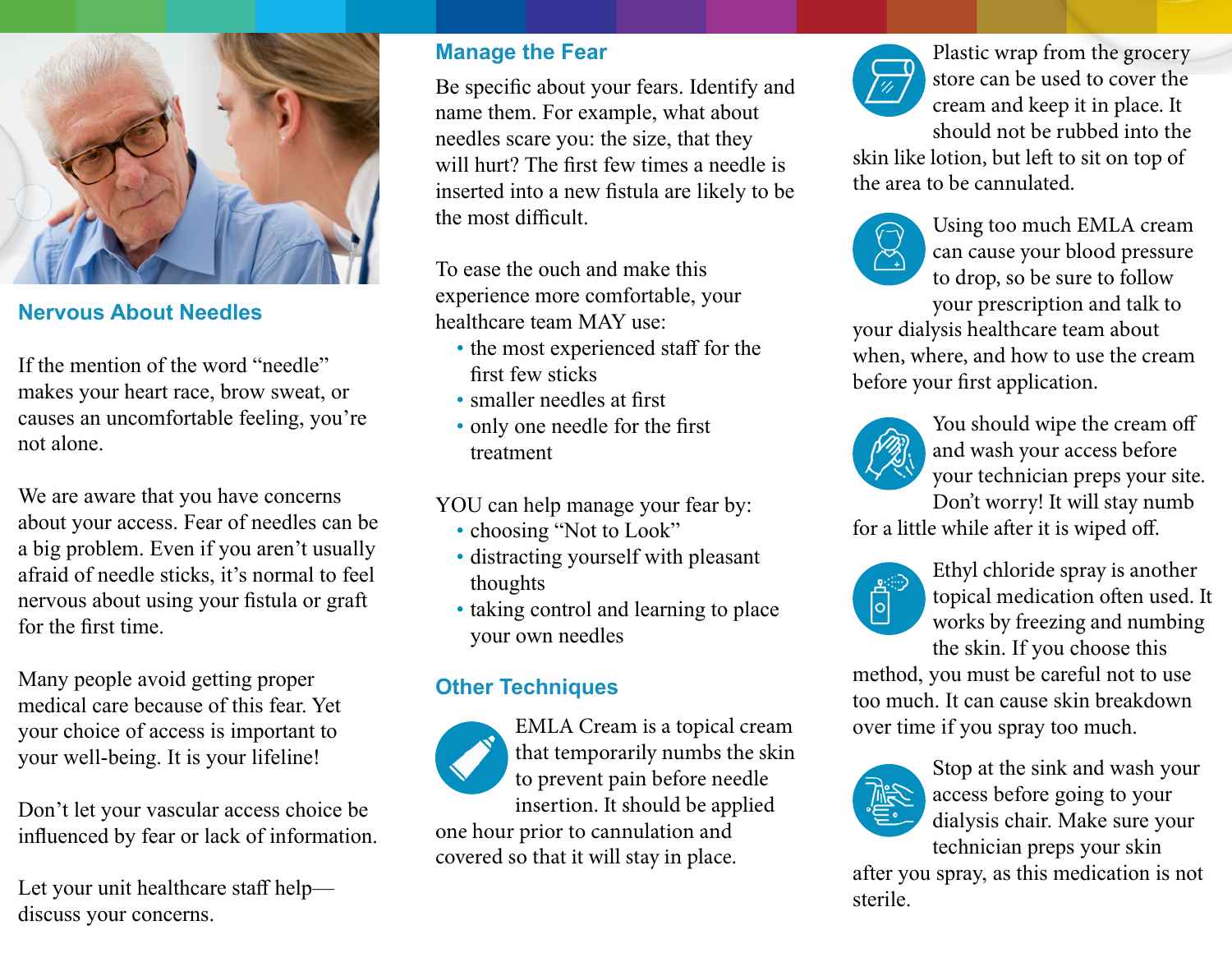## Nervous About Needles

If the mention of the word "needle" makes your heart race, brow sweat, or causes an uncomfortable feeling, you're not alone.

We are aware that you have concerns about your access. Fear of needles can be a big problem. Even if you aren't usually afraid of needle sticks, it's normal to feel nervous about using your fistula or graft for the first time.

Many people avoid getting proper medical care because of this fear. Yet your choice of access is important to your well-being. It is your lifeline!

Don't let your vascular access choice be influenced by fear or lack of information.

Let your unit healthcare staff help—discuss your concerns.

## Manage the Fear

Be specific about your fears. Identify and name them. For example, what about needles scare you: the size, that they will hurt? The first few times a needle is inserted into a new fistula are likely to be the most difficult.

To ease the ouch and make this experience more comfortable, your healthcare team MAY use:

- the most experienced staff for the first few sticks
- smaller needles at first
- only one needle for the first treatment

YOU can help manage your fear by:

- choosing "Not to Look"
- distracting yourself with pleasant thoughts
- taking control and learning to place your own needles

## Other Techniques

EMLA Cream is a topical cream that temporarily numbs the skin to prevent pain before needle insertion. It should be applied one hour prior to cannulation and covered so that it will stay in place.

Plastic wrap from the grocery store can be used to cover the cream and keep it in place. It should not be rubbed into the skin like lotion, but left to sit on top of the area to be cannulated.

Using too much EMLA cream can cause your blood pressure to drop, so be sure to follow your prescription and talk to your dialysis healthcare team about when, where, and how to use the cream before your first application.

You should wipe the cream off and wash your access before your technician preps your site. Don't worry! It will stay numb for a little while after it is wiped off.

Ethyl chloride spray is another topical medication often used. It works by freezing and numbing the skin. If you choose this method, you must be careful not to use too much. It can cause skin breakdown over time if you spray too much.

Stop at the sink and wash your access before going to your dialysis chair. Make sure your technician preps your skin after you spray, as this medication is not sterile.